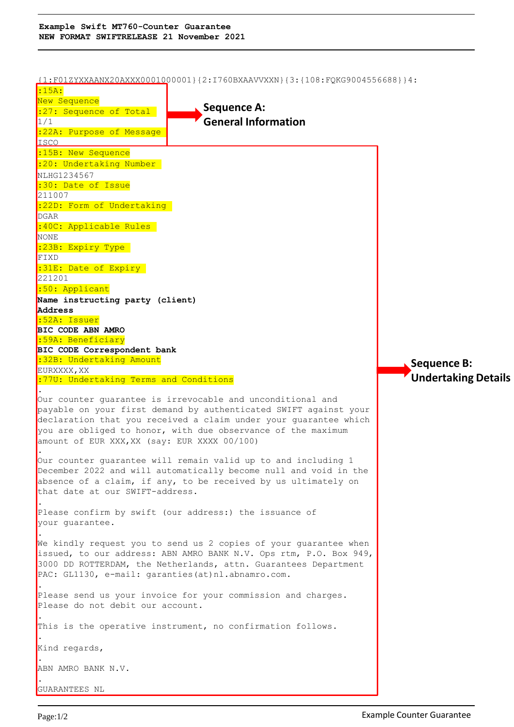**Example Swift MT760-Counter Guarantee**
**NEW FORMAT SWIFTRELEASE 21 November 2021**

{1:F01ZYXXAANX20AXXX0001000001}{2:I760BXAAVVXXN}{3:{108:FQKG9004556688}}4:

**Sequence A: General Information**

:15A:
New Sequence
:27: Sequence of Total
1/1
:22A: Purpose of Message
ISCO

**Sequence B: Undertaking Details**

:15B: New Sequence
:20: Undertaking Number
NLHG1234567
:30: Date of Issue
211007
:22D: Form of Undertaking
DGAR
:40C: Applicable Rules
NONE
:23B: Expiry Type
FIXD
:31E: Date of Expiry
221201
:50: Applicant
**Name instructing party (client)**
**Address**
:52A: Issuer
**BIC CODE ABN AMRO**
:59A: Beneficiary
**BIC CODE Correspondent bank**
:32B: Undertaking Amount
EURXXXX,XX
:77U: Undertaking Terms and Conditions
.
Our counter guarantee is irrevocable and unconditional and payable on your first demand by authenticated SWIFT against your declaration that you received a claim under your guarantee which you are obliged to honor, with due observance of the maximum amount of EUR XXX,XX (say: EUR XXXX 00/100)
.
Our counter guarantee will remain valid up to and including 1 December 2022 and will automatically become null and void in the absence of a claim, if any, to be received by us ultimately on that date at our SWIFT-address.
.
Please confirm by swift (our address:) the issuance of your guarantee.
.
We kindly request you to send us 2 copies of your guarantee when issued, to our address: ABN AMRO BANK N.V. Ops rtm, P.O. Box 949, 3000 DD ROTTERDAM, the Netherlands, attn. Guarantees Department PAC: GL1130, e-mail: garanties(at)nl.abnamro.com.
.
Please send us your invoice for your commission and charges. Please do not debit our account.
.
This is the operative instrument, no confirmation follows.
.
Kind regards,
.
ABN AMRO BANK N.V.
.
GUARANTEES NL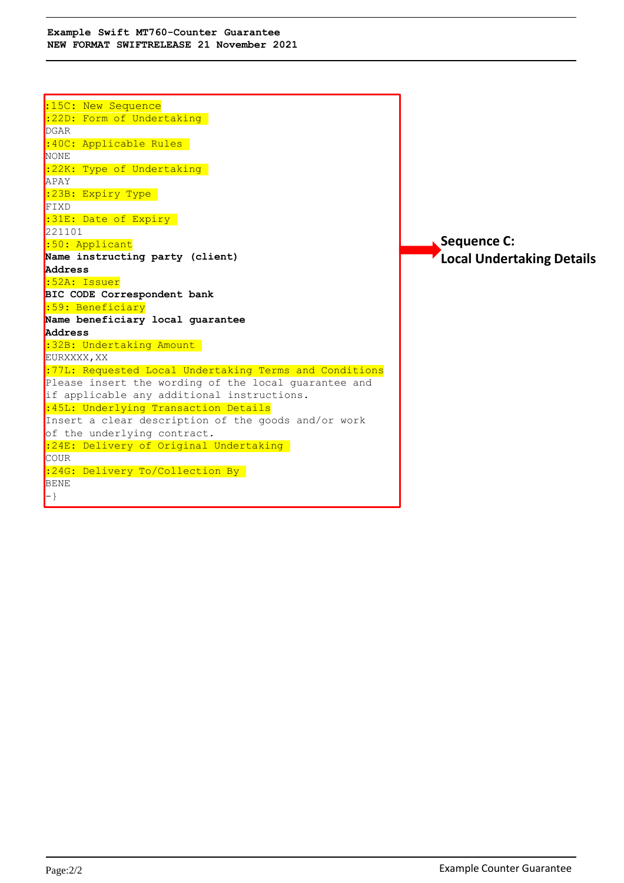**Example Swift MT760-Counter Guarantee**
**NEW FORMAT SWIFTRELEASE 21 November 2021**

```
:15C: New Sequence
:22D: Form of Undertaking
DGAR
:40C: Applicable Rules
NONE
:22K: Type of Undertaking
APAY
:23B: Expiry Type
FIXD
:31E: Date of Expiry
221101
:50: Applicant
Name instructing party (client)
Address
:52A: Issuer
BIC CODE Correspondent bank
:59: Beneficiary
Name beneficiary local guarantee
Address
:32B: Undertaking Amount
EURXXXX,XX
:77L: Requested Local Undertaking Terms and Conditions
Please insert the wording of the local guarantee and
if applicable any additional instructions.
:45L: Underlying Transaction Details
Insert a clear description of the goods and/or work
of the underlying contract.
:24E: Delivery of Original Undertaking
COUR
:24G: Delivery To/Collection By
BENE
-}
```

**Sequence C:**
**Local Undertaking Details**